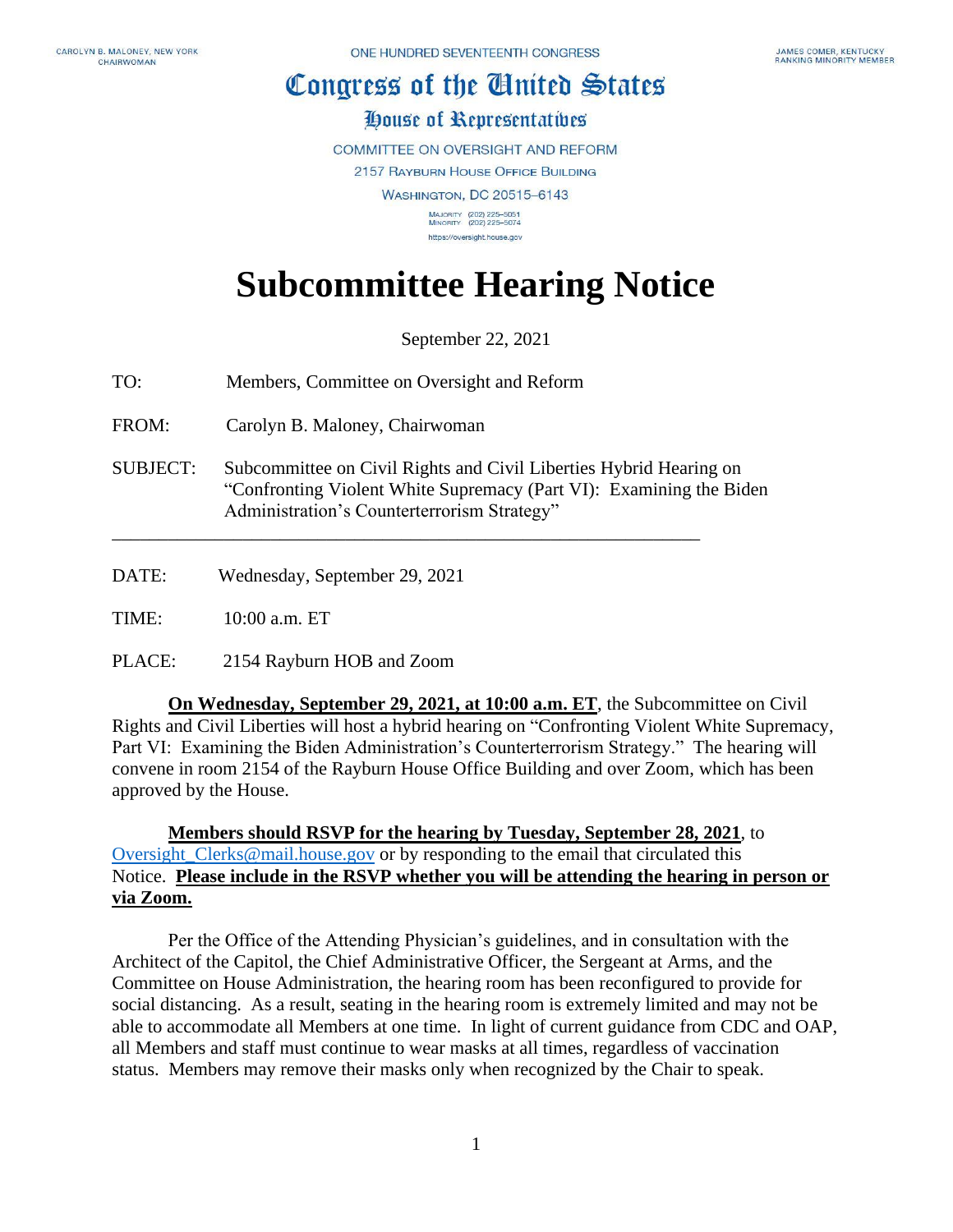CAROLYN B. MALONEY, NEW YORK
CHAIRWOMAN

ONE HUNDRED SEVENTEENTH CONGRESS

JAMES COMER, KENTUCKY
RANKING MINORITY MEMBER

# Congress of the United States

## House of Representatives

COMMITTEE ON OVERSIGHT AND REFORM
2157 RAYBURN HOUSE OFFICE BUILDING
WASHINGTON, DC 20515–6143

MAJORITY (202) 225–5051
MINORITY (202) 225–5074
https://oversight.house.gov

# Subcommittee Hearing Notice

September 22, 2021

TO: Members, Committee on Oversight and Reform

FROM: Carolyn B. Maloney, Chairwoman

SUBJECT: Subcommittee on Civil Rights and Civil Liberties Hybrid Hearing on "Confronting Violent White Supremacy (Part VI): Examining the Biden Administration's Counterterrorism Strategy"

---

DATE: Wednesday, September 29, 2021

TIME: 10:00 a.m. ET

PLACE: 2154 Rayburn HOB and Zoom

**On Wednesday, September 29, 2021, at 10:00 a.m. ET**, the Subcommittee on Civil Rights and Civil Liberties will host a hybrid hearing on "Confronting Violent White Supremacy, Part VI: Examining the Biden Administration's Counterterrorism Strategy." The hearing will convene in room 2154 of the Rayburn House Office Building and over Zoom, which has been approved by the House.

**Members should RSVP for the hearing by Tuesday, September 28, 2021**, to Oversight_Clerks@mail.house.gov or by responding to the email that circulated this Notice. **Please include in the RSVP whether you will be attending the hearing in person or via Zoom.**

Per the Office of the Attending Physician's guidelines, and in consultation with the Architect of the Capitol, the Chief Administrative Officer, the Sergeant at Arms, and the Committee on House Administration, the hearing room has been reconfigured to provide for social distancing. As a result, seating in the hearing room is extremely limited and may not be able to accommodate all Members at one time. In light of current guidance from CDC and OAP, all Members and staff must continue to wear masks at all times, regardless of vaccination status. Members may remove their masks only when recognized by the Chair to speak.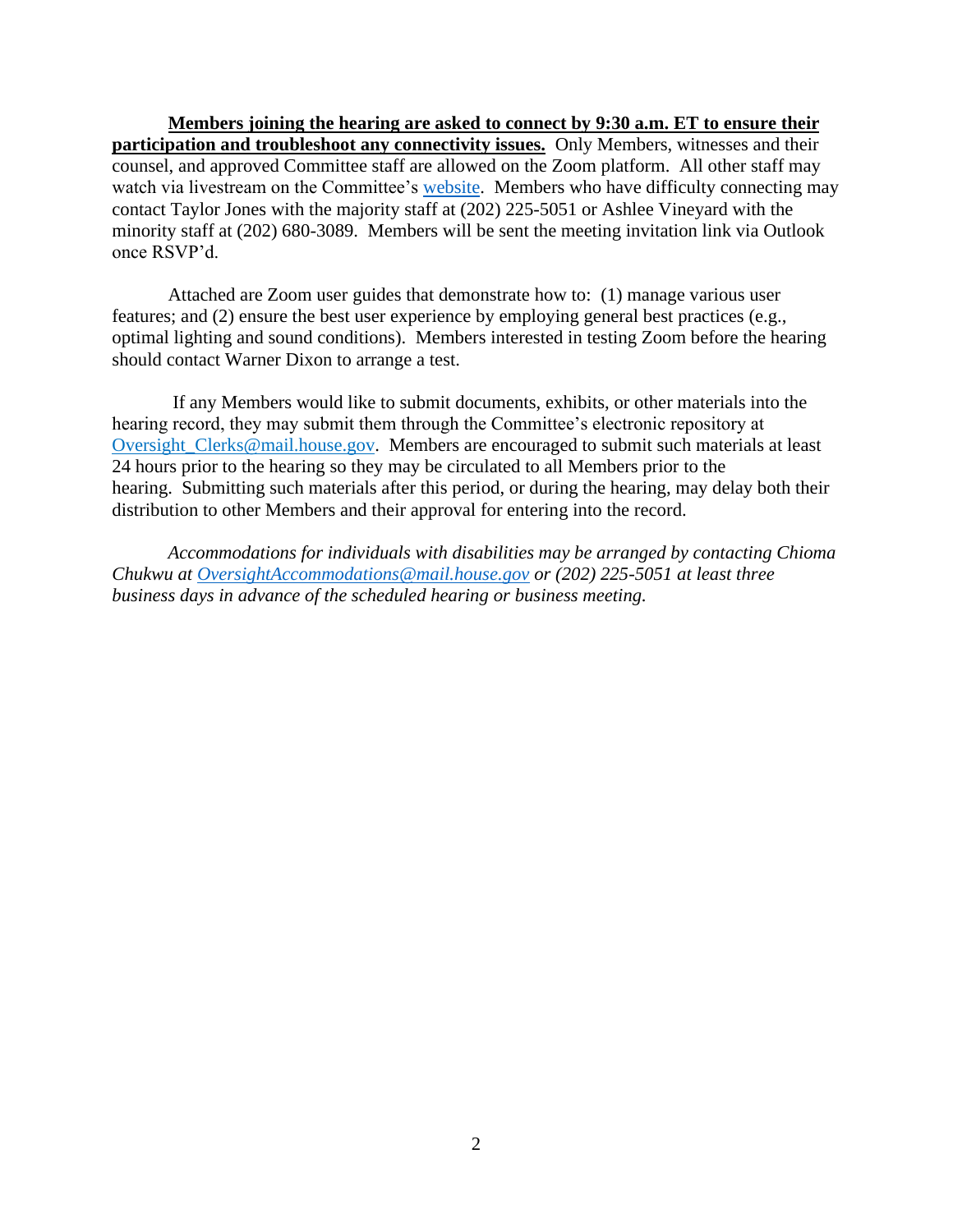**Members joining the hearing are asked to connect by 9:30 a.m. ET to ensure their participation and troubleshoot any connectivity issues.** Only Members, witnesses and their counsel, and approved Committee staff are allowed on the Zoom platform. All other staff may watch via livestream on the Committee's website. Members who have difficulty connecting may contact Taylor Jones with the majority staff at (202) 225-5051 or Ashlee Vineyard with the minority staff at (202) 680-3089. Members will be sent the meeting invitation link via Outlook once RSVP'd.

Attached are Zoom user guides that demonstrate how to: (1) manage various user features; and (2) ensure the best user experience by employing general best practices (e.g., optimal lighting and sound conditions). Members interested in testing Zoom before the hearing should contact Warner Dixon to arrange a test.

If any Members would like to submit documents, exhibits, or other materials into the hearing record, they may submit them through the Committee's electronic repository at Oversight_Clerks@mail.house.gov. Members are encouraged to submit such materials at least 24 hours prior to the hearing so they may be circulated to all Members prior to the hearing. Submitting such materials after this period, or during the hearing, may delay both their distribution to other Members and their approval for entering into the record.

*Accommodations for individuals with disabilities may be arranged by contacting Chioma Chukwu at OversightAccommodations@mail.house.gov or (202) 225-5051 at least three business days in advance of the scheduled hearing or business meeting.*